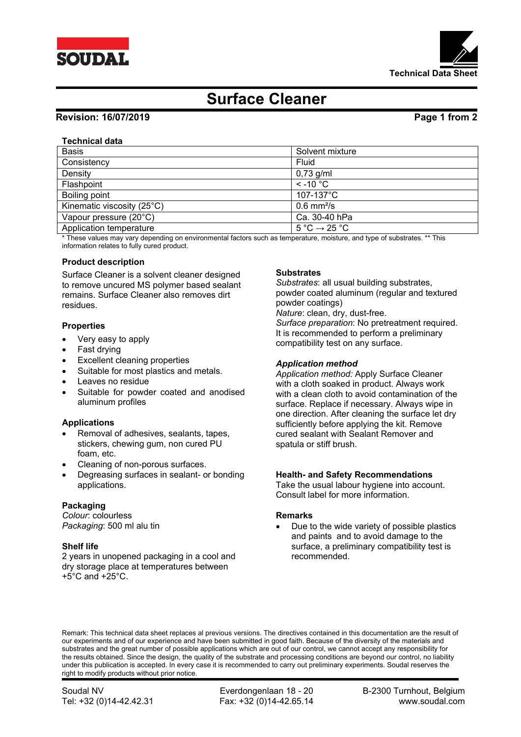# Surface Cleaner

**Technical Data Sheet**

**Revision: 16/07/2019**

**Technical data**

| Basis | Solvent mixture |
|---|---|
| Consistency | Fluid |
| Density | 0,73 g/ml |
| Flashpoint | < -10 °C |
| Boiling point | 107-137°C |
| Kinematic viscosity (25°C) | 0.6 mm²/s |
| Vapour pressure (20°C) | Ca. 30-40 hPa |
| Application temperature | 5 °C → 25 °C |

\* These values may vary depending on environmental factors such as temperature, moisture, and type of substrates. ** This information relates to fully cured product.

**Product description**

Surface Cleaner is a solvent cleaner designed to remove uncured MS polymer based sealant remains. Surface Cleaner also removes dirt residues.

**Properties**

- Very easy to apply
- Fast drying
- Excellent cleaning properties
- Suitable for most plastics and metals.
- Leaves no residue
- Suitable for powder coated and anodised aluminum profiles

**Applications**

- Removal of adhesives, sealants, tapes, stickers, chewing gum, non cured PU foam, etc.
- Cleaning of non-porous surfaces.
- Degreasing surfaces in sealant- or bonding applications.

**Packaging**

*Colour*: colourless
*Packaging*: 500 ml alu tin

**Shelf life**

2 years in unopened packaging in a cool and dry storage place at temperatures between +5°C and +25°C.

**Substrates**

*Substrates*: all usual building substrates, powder coated aluminum (regular and textured powder coatings)
*Nature*: clean, dry, dust-free.
*Surface preparation*: No pretreatment required. It is recommended to perform a preliminary compatibility test on any surface.

***Application method***

*Application method:* Apply Surface Cleaner with a cloth soaked in product. Always work with a clean cloth to avoid contamination of the surface. Replace if necessary. Always wipe in one direction. After cleaning the surface let dry sufficiently before applying the kit. Remove cured sealant with Sealant Remover and spatula or stiff brush.

**Health- and Safety Recommendations**

Take the usual labour hygiene into account. Consult label for more information.

**Remarks**

- Due to the wide variety of possible plastics and paints and to avoid damage to the surface, a preliminary compatibility test is recommended.

Remark: This technical data sheet replaces al previous versions. The directives contained in this documentation are the result of our experiments and of our experience and have been submitted in good faith. Because of the diversity of the materials and substrates and the great number of possible applications which are out of our control, we cannot accept any responsibility for the results obtained. Since the design, the quality of the substrate and processing conditions are beyond our control, no liability under this publication is accepted. In every case it is recommended to carry out preliminary experiments. Soudal reserves the right to modify products without prior notice.

Soudal NV | Everdongenlaan 18 - 20 | B-2300 Turnhout, Belgium
Tel: +32 (0)14-42.42.31 | Fax: +32 (0)14-42.65.14 | www.soudal.com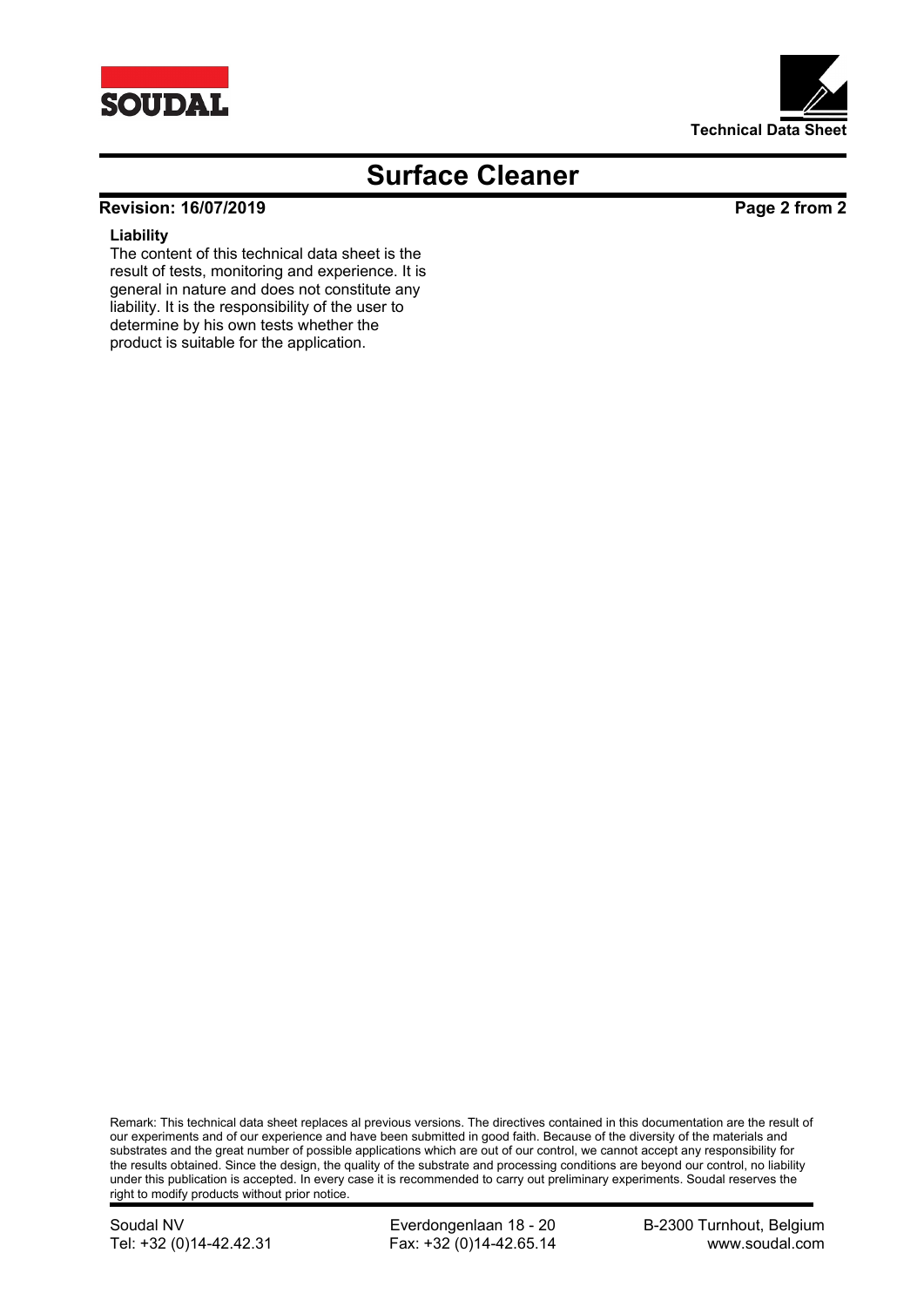# Surface Cleaner

**Revision: 16/07/2019**

**Liability**

The content of this technical data sheet is the result of tests, monitoring and experience. It is general in nature and does not constitute any liability. It is the responsibility of the user to determine by his own tests whether the product is suitable for the application.

Remark: This technical data sheet replaces al previous versions. The directives contained in this documentation are the result of our experiments and of our experience and have been submitted in good faith. Because of the diversity of the materials and substrates and the great number of possible applications which are out of our control, we cannot accept any responsibility for the results obtained. Since the design, the quality of the substrate and processing conditions are beyond our control, no liability under this publication is accepted. In every case it is recommended to carry out preliminary experiments. Soudal reserves the right to modify products without prior notice.

Soudal NV | Everdongenlaan 18 - 20 | B-2300 Turnhout, Belgium
Tel: +32 (0)14-42.42.31 | Fax: +32 (0)14-42.65.14 | www.soudal.com